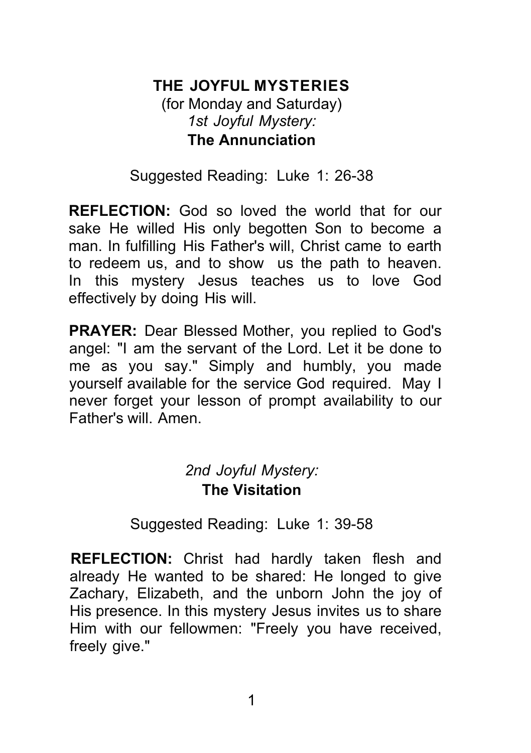# THE JOYFUL MYSTERIES

(for Monday and Saturday)

*1st Joyful Mystery:*

## The Annunciation

Suggested Reading: Luke 1: 26-38

**REFLECTION:** God so loved the world that for our sake He willed His only begotten Son to become a man. In fulfilling His Father's will, Christ came to earth to redeem us, and to show us the path to heaven. In this mystery Jesus teaches us to love God effectively by doing His will.

**PRAYER:** Dear Blessed Mother, you replied to God's angel: "I am the servant of the Lord. Let it be done to me as you say." Simply and humbly, you made yourself available for the service God required. May I never forget your lesson of prompt availability to our Father's will. Amen.

*2nd Joyful Mystery:*

## The Visitation

Suggested Reading: Luke 1: 39-58

**REFLECTION:** Christ had hardly taken flesh and already He wanted to be shared: He longed to give Zachary, Elizabeth, and the unborn John the joy of His presence. In this mystery Jesus invites us to share Him with our fellowmen: "Freely you have received, freely give."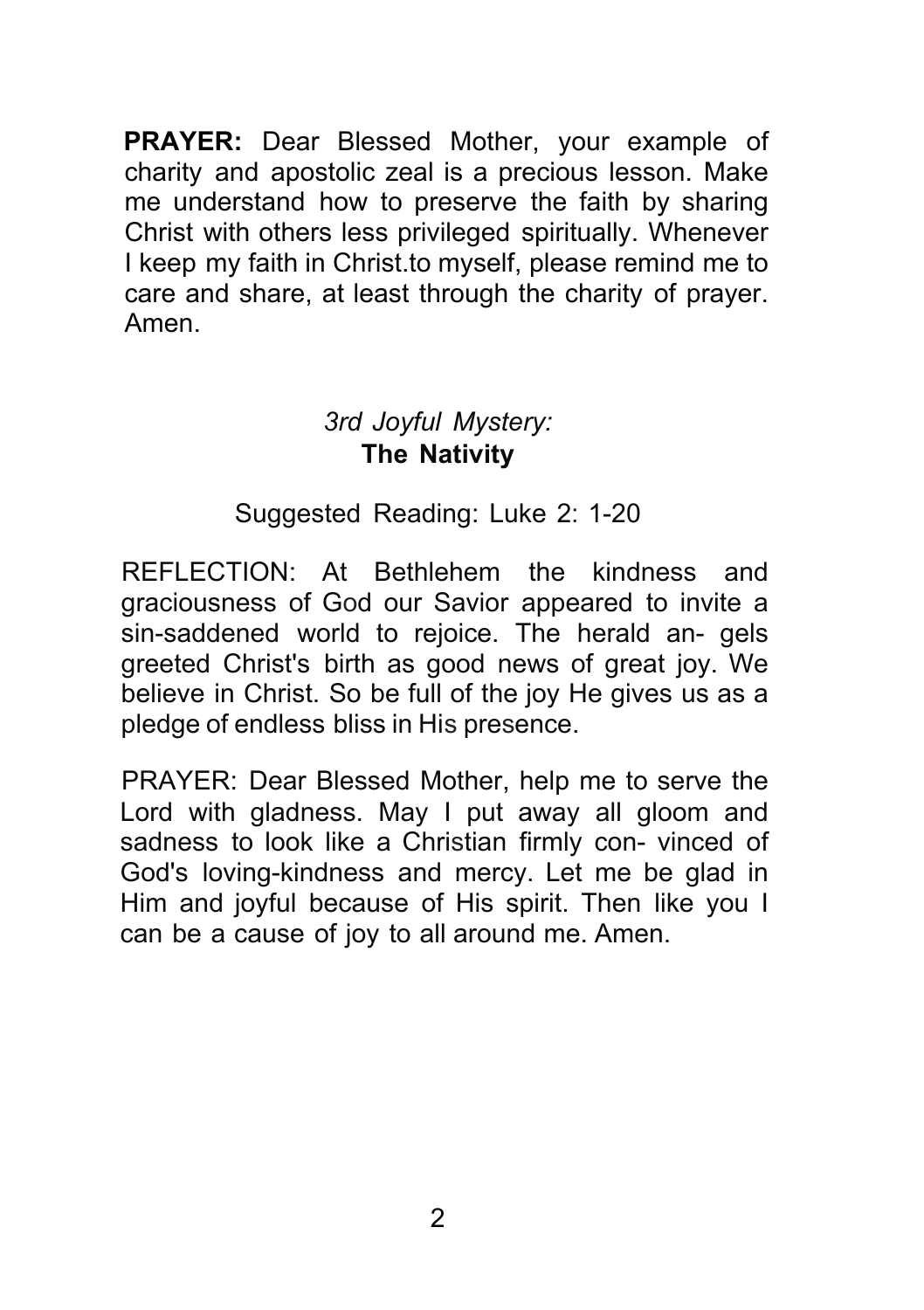**PRAYER:** Dear Blessed Mother, your example of charity and apostolic zeal is a precious lesson. Make me understand how to preserve the faith by sharing Christ with others less privileged spiritually. Whenever I keep my faith in Christ.to myself, please remind me to care and share, at least through the charity of prayer. Amen.

### *3rd Joyful Mystery:*
### **The Nativity**

Suggested Reading: Luke 2: 1-20

REFLECTION: At Bethlehem the kindness and graciousness of God our Savior appeared to invite a sin-saddened world to rejoice. The herald an- gels greeted Christ's birth as good news of great joy. We believe in Christ. So be full of the joy He gives us as a pledge of endless bliss in His presence.

PRAYER: Dear Blessed Mother, help me to serve the Lord with gladness. May I put away all gloom and sadness to look like a Christian firmly con- vinced of God's loving-kindness and mercy. Let me be glad in Him and joyful because of His spirit. Then like you I can be a cause of joy to all around me. Amen.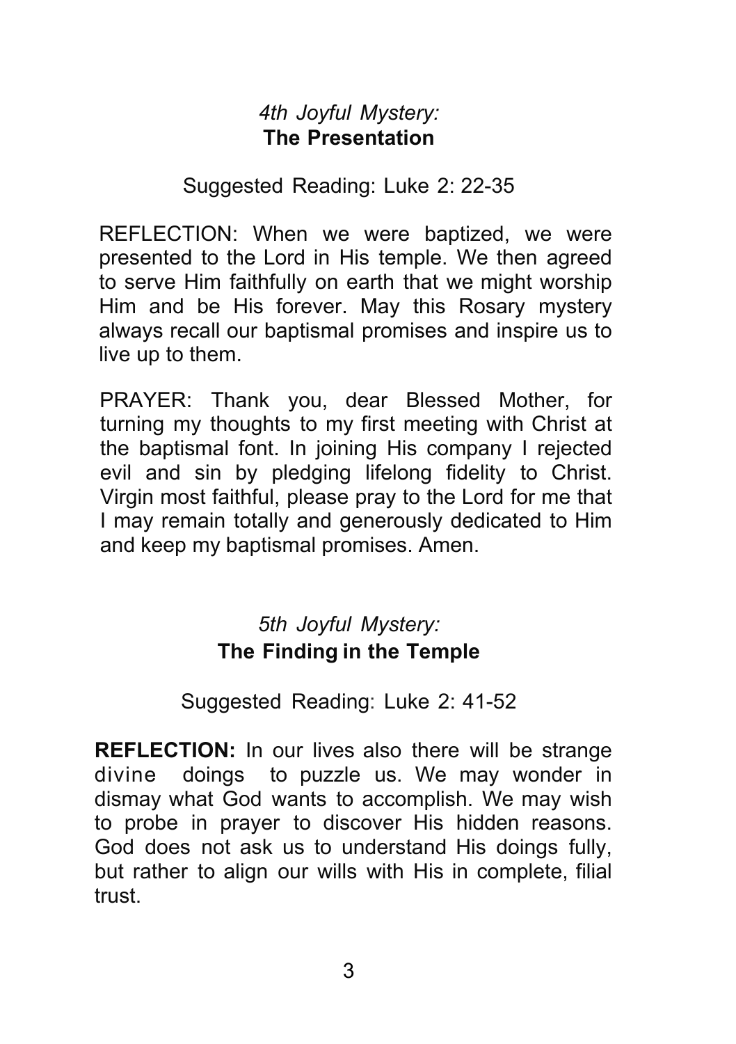## *4th Joyful Mystery:* **The Presentation**

Suggested Reading: Luke 2: 22-35

REFLECTION: When we were baptized, we were presented to the Lord in His temple. We then agreed to serve Him faithfully on earth that we might worship Him and be His forever. May this Rosary mystery always recall our baptismal promises and inspire us to live up to them.

PRAYER: Thank you, dear Blessed Mother, for turning my thoughts to my first meeting with Christ at the baptismal font. In joining His company I rejected evil and sin by pledging lifelong fidelity to Christ. Virgin most faithful, please pray to the Lord for me that I may remain totally and generously dedicated to Him and keep my baptismal promises. Amen.

## *5th Joyful Mystery:* **The Finding in the Temple**

Suggested Reading: Luke 2: 41-52

**REFLECTION:** In our lives also there will be strange divine doings to puzzle us. We may wonder in dismay what God wants to accomplish. We may wish to probe in prayer to discover His hidden reasons. God does not ask us to understand His doings fully, but rather to align our wills with His in complete, filial trust.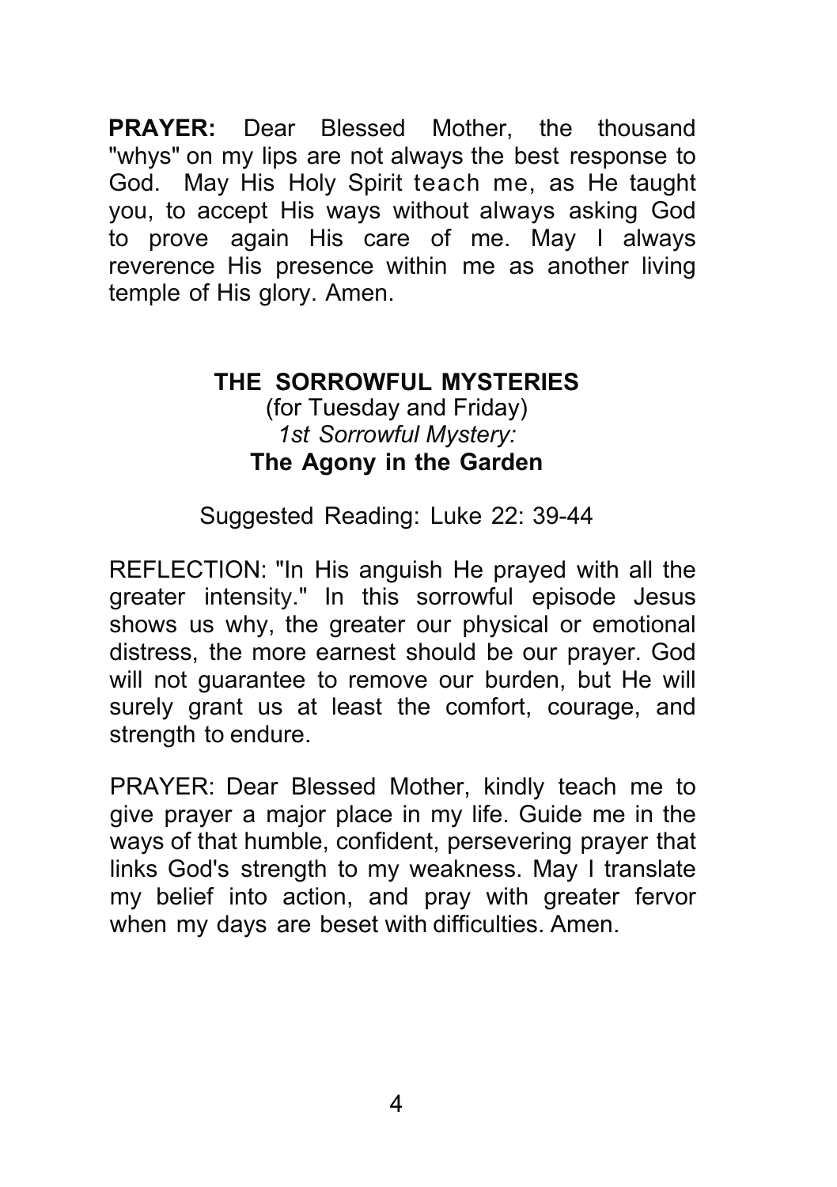**PRAYER:** Dear Blessed Mother, the thousand "whys" on my lips are not always the best response to God. May His Holy Spirit teach me, as He taught you, to accept His ways without always asking God to prove again His care of me. May I always reverence His presence within me as another living temple of His glory. Amen.

## THE SORROWFUL MYSTERIES

(for Tuesday and Friday)

*1st Sorrowful Mystery:*

### The Agony in the Garden

Suggested Reading: Luke 22: 39-44

REFLECTION: "In His anguish He prayed with all the greater intensity." In this sorrowful episode Jesus shows us why, the greater our physical or emotional distress, the more earnest should be our prayer. God will not guarantee to remove our burden, but He will surely grant us at least the comfort, courage, and strength to endure.

PRAYER: Dear Blessed Mother, kindly teach me to give prayer a major place in my life. Guide me in the ways of that humble, confident, persevering prayer that links God's strength to my weakness. May I translate my belief into action, and pray with greater fervor when my days are beset with difficulties. Amen.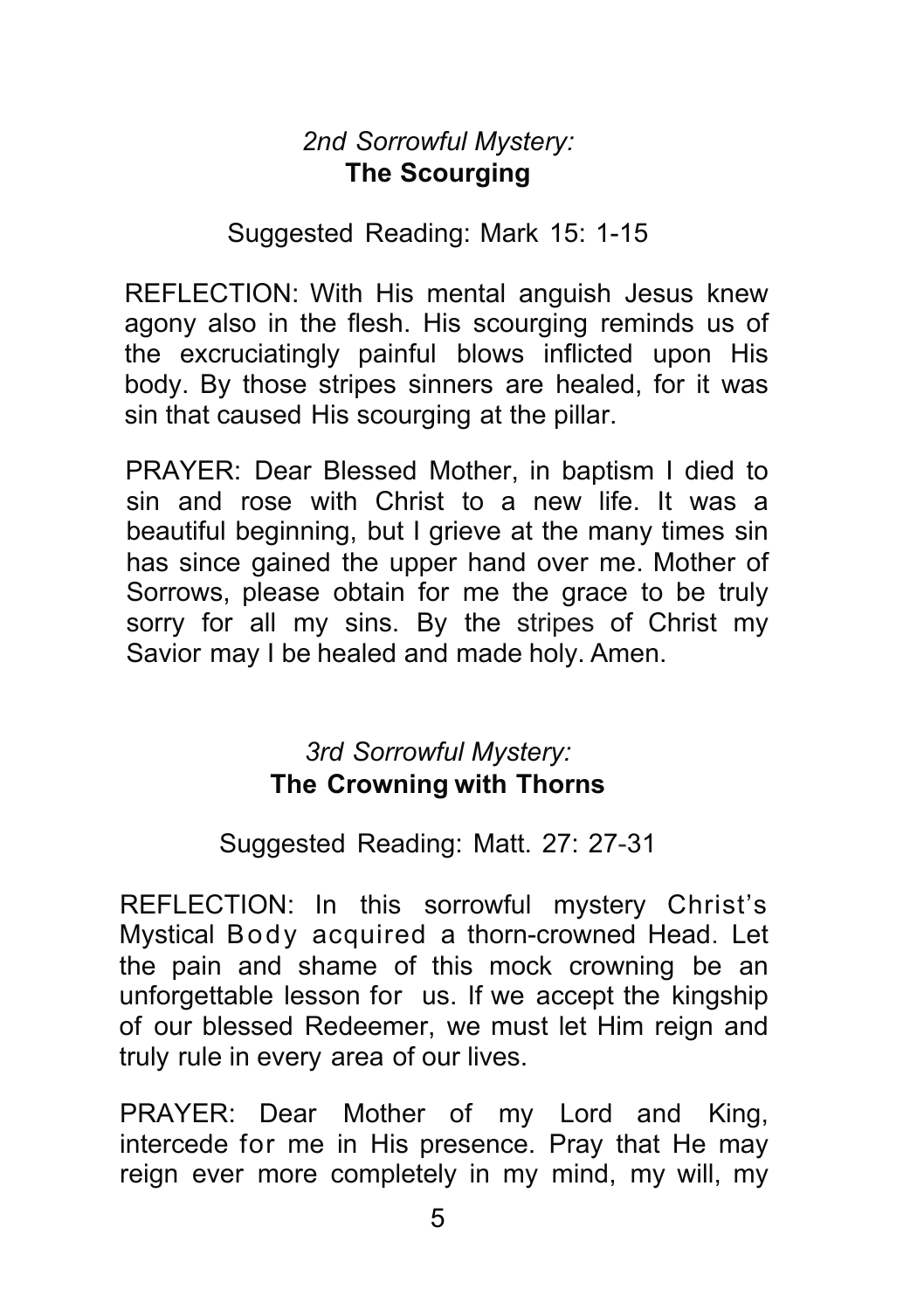*2nd Sorrowful Mystery:*
**The Scourging**

Suggested Reading: Mark 15: 1-15

REFLECTION: With His mental anguish Jesus knew agony also in the flesh. His scourging reminds us of the excruciatingly painful blows inflicted upon His body. By those stripes sinners are healed, for it was sin that caused His scourging at the pillar.

PRAYER: Dear Blessed Mother, in baptism I died to sin and rose with Christ to a new life. It was a beautiful beginning, but I grieve at the many times sin has since gained the upper hand over me. Mother of Sorrows, please obtain for me the grace to be truly sorry for all my sins. By the stripes of Christ my Savior may I be healed and made holy. Amen.

*3rd Sorrowful Mystery:*
**The Crowning with Thorns**

Suggested Reading: Matt. 27: 27-31

REFLECTION: In this sorrowful mystery Christ's Mystical Body acquired a thorn-crowned Head. Let the pain and shame of this mock crowning be an unforgettable lesson for us. If we accept the kingship of our blessed Redeemer, we must let Him reign and truly rule in every area of our lives.

PRAYER: Dear Mother of my Lord and King, intercede for me in His presence. Pray that He may reign ever more completely in my mind, my will, my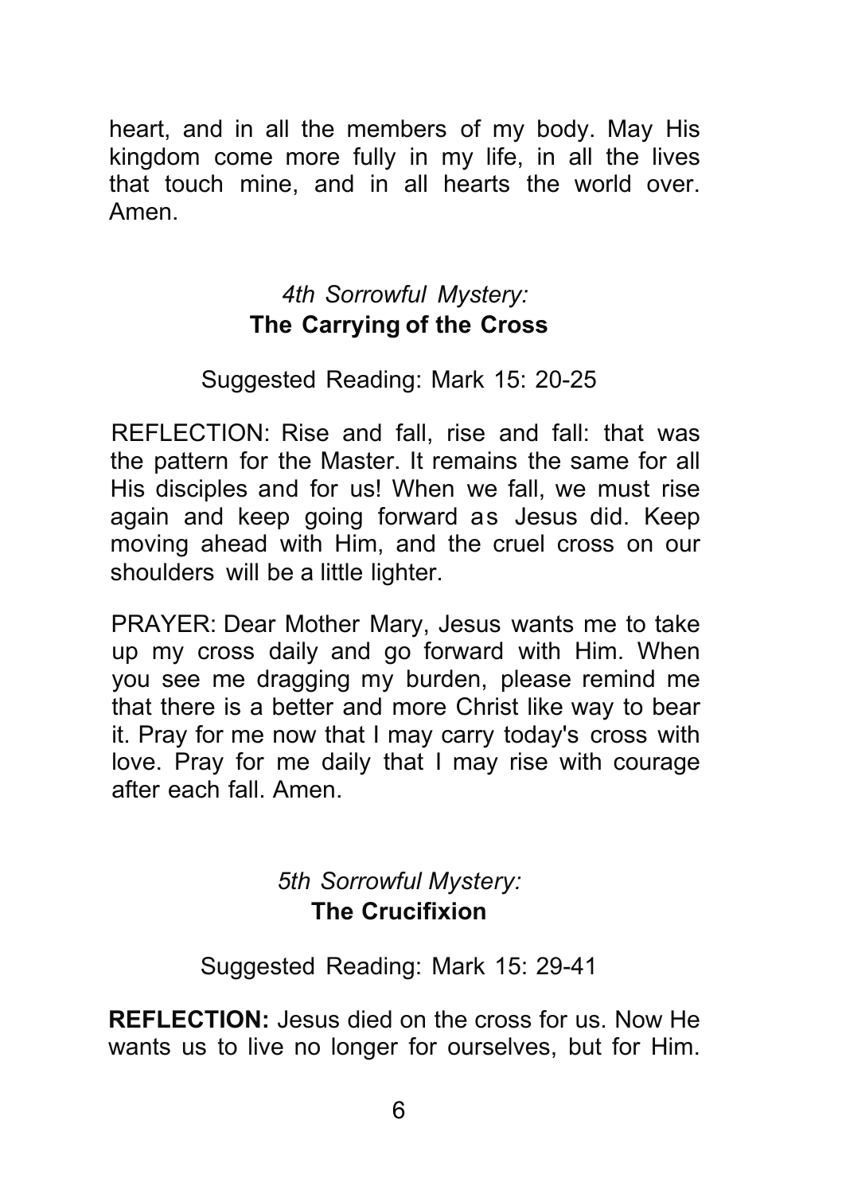heart, and in all the members of my body. May His kingdom come more fully in my life, in all the lives that touch mine, and in all hearts the world over. Amen.

### *4th Sorrowful Mystery:*
### **The Carrying of the Cross**

Suggested Reading: Mark 15: 20-25

REFLECTION: Rise and fall, rise and fall: that was the pattern for the Master. It remains the same for all His disciples and for us! When we fall, we must rise again and keep going forward as Jesus did. Keep moving ahead with Him, and the cruel cross on our shoulders will be a little lighter.

PRAYER: Dear Mother Mary, Jesus wants me to take up my cross daily and go forward with Him. When you see me dragging my burden, please remind me that there is a better and more Christ like way to bear it. Pray for me now that I may carry today's cross with love. Pray for me daily that I may rise with courage after each fall. Amen.

### *5th Sorrowful Mystery:*
### **The Crucifixion**

Suggested Reading: Mark 15: 29-41

**REFLECTION:** Jesus died on the cross for us. Now He wants us to live no longer for ourselves, but for Him.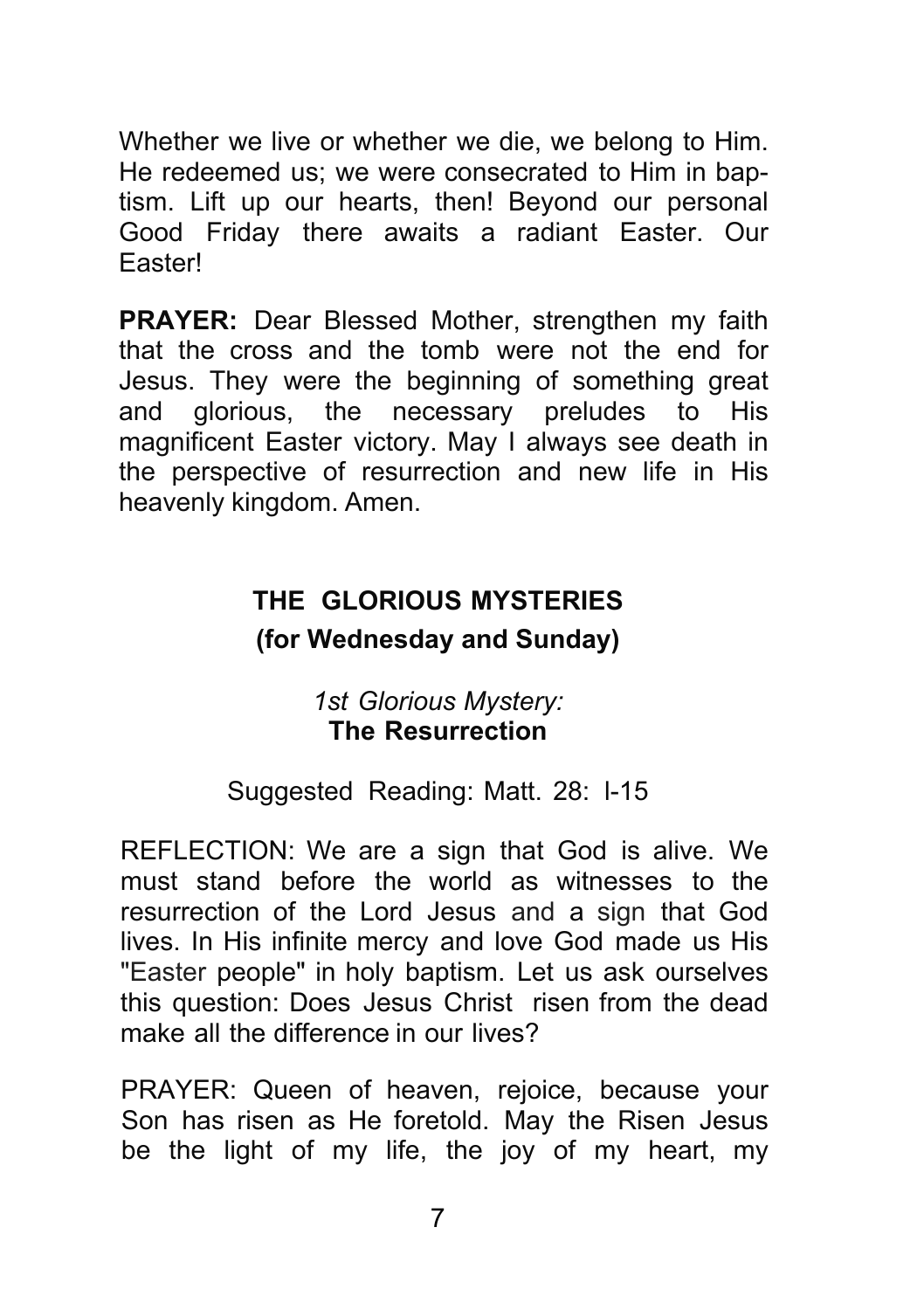Whether we live or whether we die, we belong to Him. He redeemed us; we were consecrated to Him in baptism. Lift up our hearts, then! Beyond our personal Good Friday there awaits a radiant Easter. Our Easter!

**PRAYER:** Dear Blessed Mother, strengthen my faith that the cross and the tomb were not the end for Jesus. They were the beginning of something great and glorious, the necessary preludes to His magnificent Easter victory. May I always see death in the perspective of resurrection and new life in His heavenly kingdom. Amen.

## THE GLORIOUS MYSTERIES
### (for Wednesday and Sunday)

*1st Glorious Mystery:*
**The Resurrection**

Suggested Reading: Matt. 28: l-15

REFLECTION: We are a sign that God is alive. We must stand before the world as witnesses to the resurrection of the Lord Jesus and a sign that God lives. In His infinite mercy and love God made us His "Easter people" in holy baptism. Let us ask ourselves this question: Does Jesus Christ risen from the dead make all the difference in our lives?

PRAYER: Queen of heaven, rejoice, because your Son has risen as He foretold. May the Risen Jesus be the light of my life, the joy of my heart, my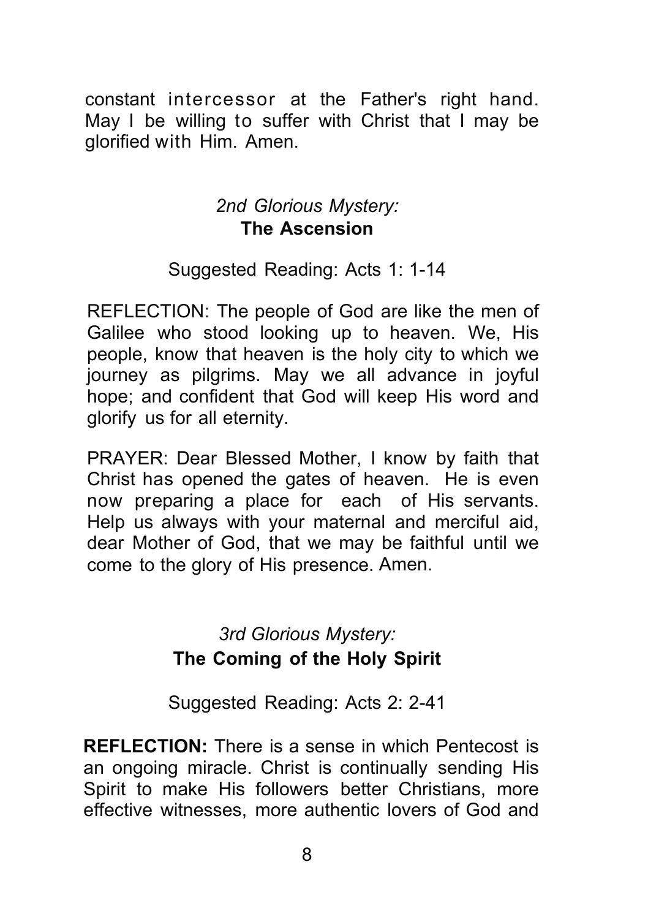constant intercessor at the Father's right hand. May I be willing to suffer with Christ that I may be glorified with Him. Amen.

*2nd Glorious Mystery:*
**The Ascension**

Suggested Reading: Acts 1: 1-14

REFLECTION: The people of God are like the men of Galilee who stood looking up to heaven. We, His people, know that heaven is the holy city to which we journey as pilgrims. May we all advance in joyful hope; and confident that God will keep His word and glorify us for all eternity.

PRAYER: Dear Blessed Mother, I know by faith that Christ has opened the gates of heaven. He is even now preparing a place for each of His servants. Help us always with your maternal and merciful aid, dear Mother of God, that we may be faithful until we come to the glory of His presence. Amen.

*3rd Glorious Mystery:*
**The Coming of the Holy Spirit**

Suggested Reading: Acts 2: 2-41

**REFLECTION:** There is a sense in which Pentecost is an ongoing miracle. Christ is continually sending His Spirit to make His followers better Christians, more effective witnesses, more authentic lovers of God and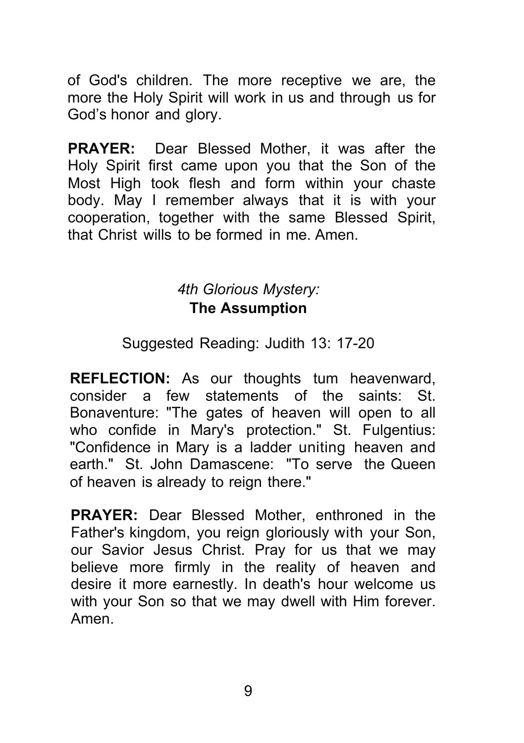of God's children. The more receptive we are, the more the Holy Spirit will work in us and through us for God's honor and glory.

**PRAYER:** Dear Blessed Mother, it was after the Holy Spirit first came upon you that the Son of the Most High took flesh and form within your chaste body. May I remember always that it is with your cooperation, together with the same Blessed Spirit, that Christ wills to be formed in me. Amen.

### *4th Glorious Mystery:*
### **The Assumption**

Suggested Reading: Judith 13: 17-20

**REFLECTION:** As our thoughts tum heavenward, consider a few statements of the saints: St. Bonaventure: "The gates of heaven will open to all who confide in Mary's protection." St. Fulgentius: "Confidence in Mary is a ladder uniting heaven and earth." St. John Damascene: "To serve the Queen of heaven is already to reign there."

**PRAYER:** Dear Blessed Mother, enthroned in the Father's kingdom, you reign gloriously with your Son, our Savior Jesus Christ. Pray for us that we may believe more firmly in the reality of heaven and desire it more earnestly. In death's hour welcome us with your Son so that we may dwell with Him forever. Amen.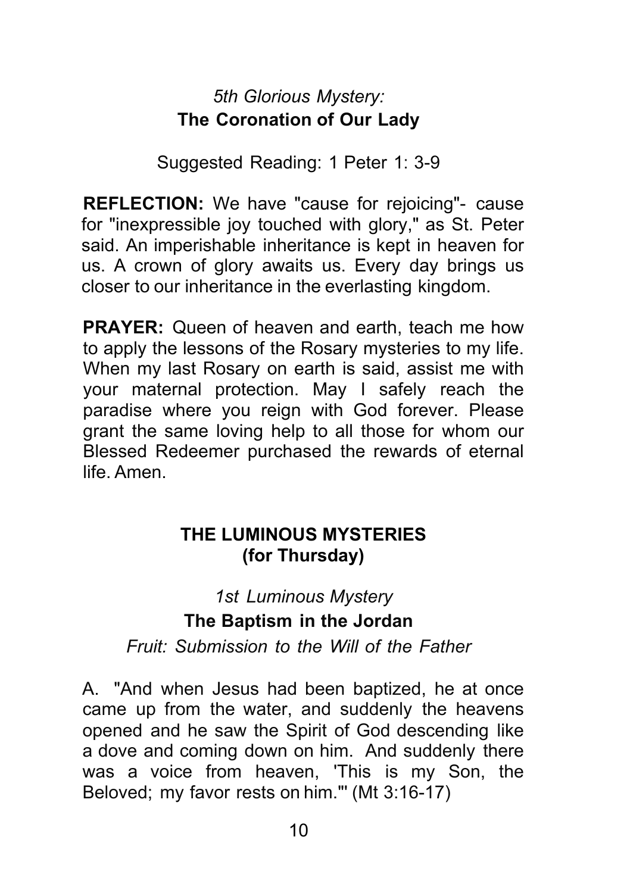*5th Glorious Mystery:*
### The Coronation of Our Lady

Suggested Reading: 1 Peter 1: 3-9

**REFLECTION:** We have "cause for rejoicing"- cause for "inexpressible joy touched with glory," as St. Peter said. An imperishable inheritance is kept in heaven for us. A crown of glory awaits us. Every day brings us closer to our inheritance in the everlasting kingdom.

**PRAYER:** Queen of heaven and earth, teach me how to apply the lessons of the Rosary mysteries to my life. When my last Rosary on earth is said, assist me with your maternal protection. May I safely reach the paradise where you reign with God forever. Please grant the same loving help to all those for whom our Blessed Redeemer purchased the rewards of eternal life. Amen.

## THE LUMINOUS MYSTERIES (for Thursday)

*1st Luminous Mystery*
### The Baptism in the Jordan
*Fruit: Submission to the Will of the Father*

A. "And when Jesus had been baptized, he at once came up from the water, and suddenly the heavens opened and he saw the Spirit of God descending like a dove and coming down on him. And suddenly there was a voice from heaven, 'This is my Son, the Beloved; my favor rests on him.'" (Mt 3:16-17)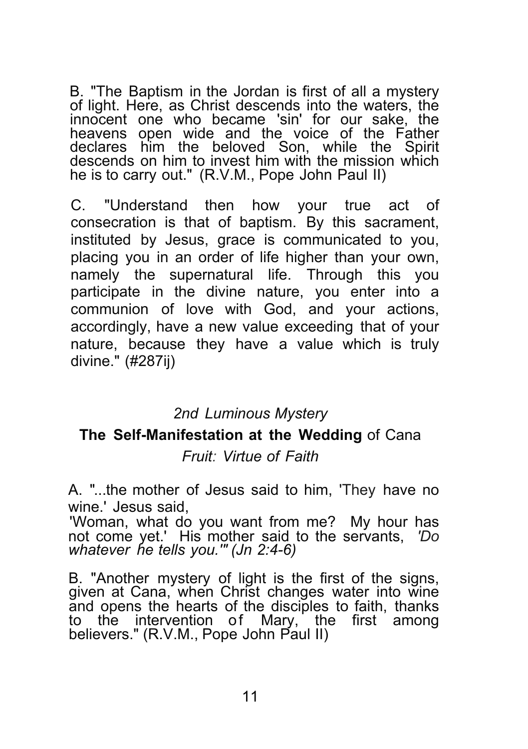B. "The Baptism in the Jordan is first of all a mystery of light. Here, as Christ descends into the waters, the innocent one who became 'sin' for our sake, the heavens open wide and the voice of the Father declares him the beloved Son, while the Spirit descends on him to invest him with the mission which he is to carry out." (R.V.M., Pope John Paul II)

C. "Understand then how your true act of consecration is that of baptism. By this sacrament, instituted by Jesus, grace is communicated to you, placing you in an order of life higher than your own, namely the supernatural life. Through this you participate in the divine nature, you enter into a communion of love with God, and your actions, accordingly, have a new value exceeding that of your nature, because they have a value which is truly divine." (#287ij)

*2nd Luminous Mystery*

**The Self-Manifestation at the Wedding** of Cana

*Fruit: Virtue of Faith*

A. "...the mother of Jesus said to him, 'They have no wine.' Jesus said,
'Woman, what do you want from me? My hour has not come yet.' His mother said to the servants, *'Do whatever he tells you.'" (Jn 2:4-6)*

B. "Another mystery of light is the first of the signs, given at Cana, when Christ changes water into wine and opens the hearts of the disciples to faith, thanks to the intervention of Mary, the first among believers." (R.V.M., Pope John Paul II)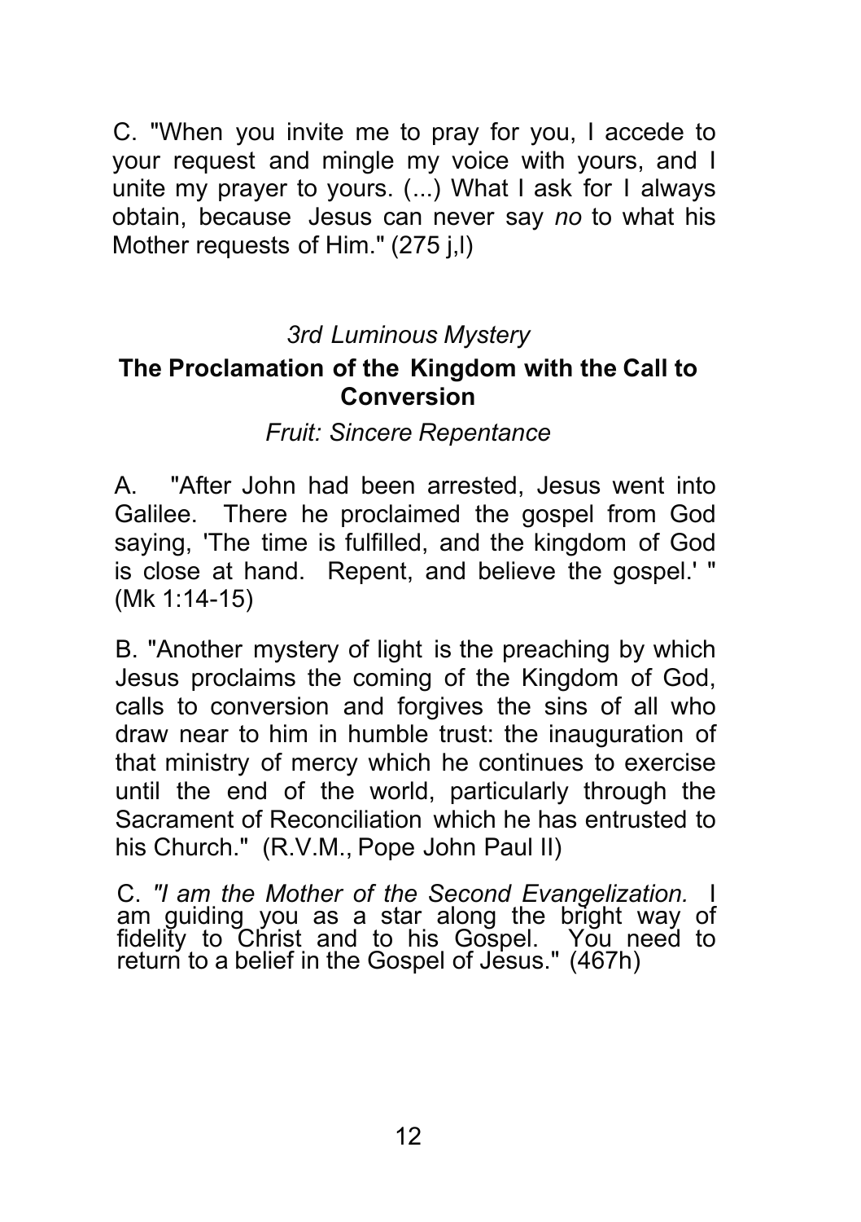C. "When you invite me to pray for you, I accede to your request and mingle my voice with yours, and I unite my prayer to yours. (...) What I ask for I always obtain, because Jesus can never say *no* to what his Mother requests of Him." (275 j,l)

*3rd Luminous Mystery*

## The Proclamation of the Kingdom with the Call to Conversion

*Fruit: Sincere Repentance*

A. "After John had been arrested, Jesus went into Galilee. There he proclaimed the gospel from God saying, 'The time is fulfilled, and the kingdom of God is close at hand. Repent, and believe the gospel.' " (Mk 1:14-15)

B. "Another mystery of light is the preaching by which Jesus proclaims the coming of the Kingdom of God, calls to conversion and forgives the sins of all who draw near to him in humble trust: the inauguration of that ministry of mercy which he continues to exercise until the end of the world, particularly through the Sacrament of Reconciliation which he has entrusted to his Church." (R.V.M., Pope John Paul II)

C. *"I am the Mother of the Second Evangelization.* I am guiding you as a star along the bright way of fidelity to Christ and to his Gospel. You need to return to a belief in the Gospel of Jesus." (467h)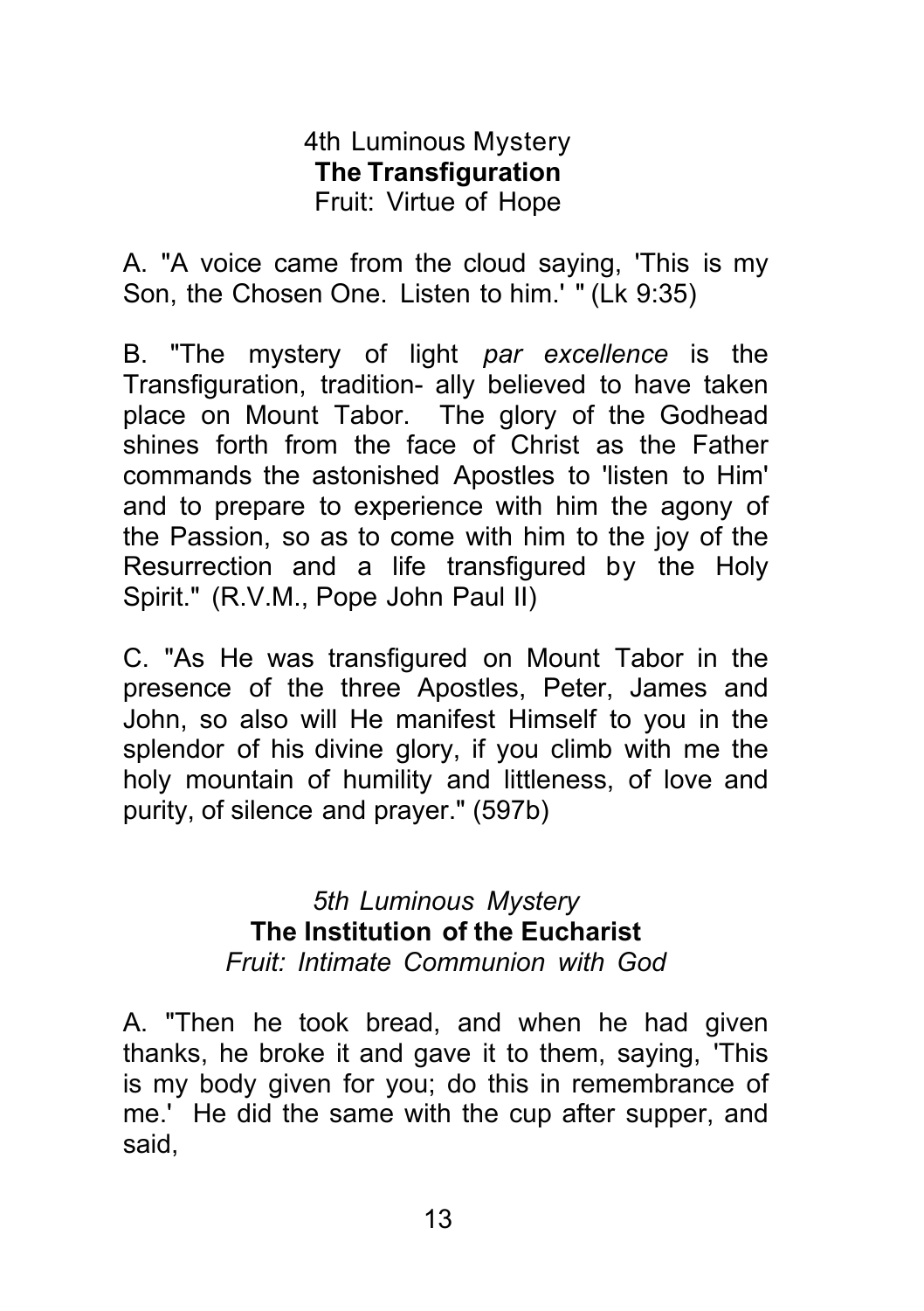4th Luminous Mystery
**The Transfiguration**
Fruit: Virtue of Hope

A. "A voice came from the cloud saying, 'This is my Son, the Chosen One. Listen to him.' " (Lk 9:35)

B. "The mystery of light *par excellence* is the Transfiguration, tradition- ally believed to have taken place on Mount Tabor. The glory of the Godhead shines forth from the face of Christ as the Father commands the astonished Apostles to 'listen to Him' and to prepare to experience with him the agony of the Passion, so as to come with him to the joy of the Resurrection and a life transfigured by the Holy Spirit." (R.V.M., Pope John Paul II)

C. "As He was transfigured on Mount Tabor in the presence of the three Apostles, Peter, James and John, so also will He manifest Himself to you in the splendor of his divine glory, if you climb with me the holy mountain of humility and littleness, of love and purity, of silence and prayer." (597b)

*5th Luminous Mystery*
**The Institution of the Eucharist**
*Fruit: Intimate Communion with God*

A. "Then he took bread, and when he had given thanks, he broke it and gave it to them, saying, 'This is my body given for you; do this in remembrance of me.' He did the same with the cup after supper, and said,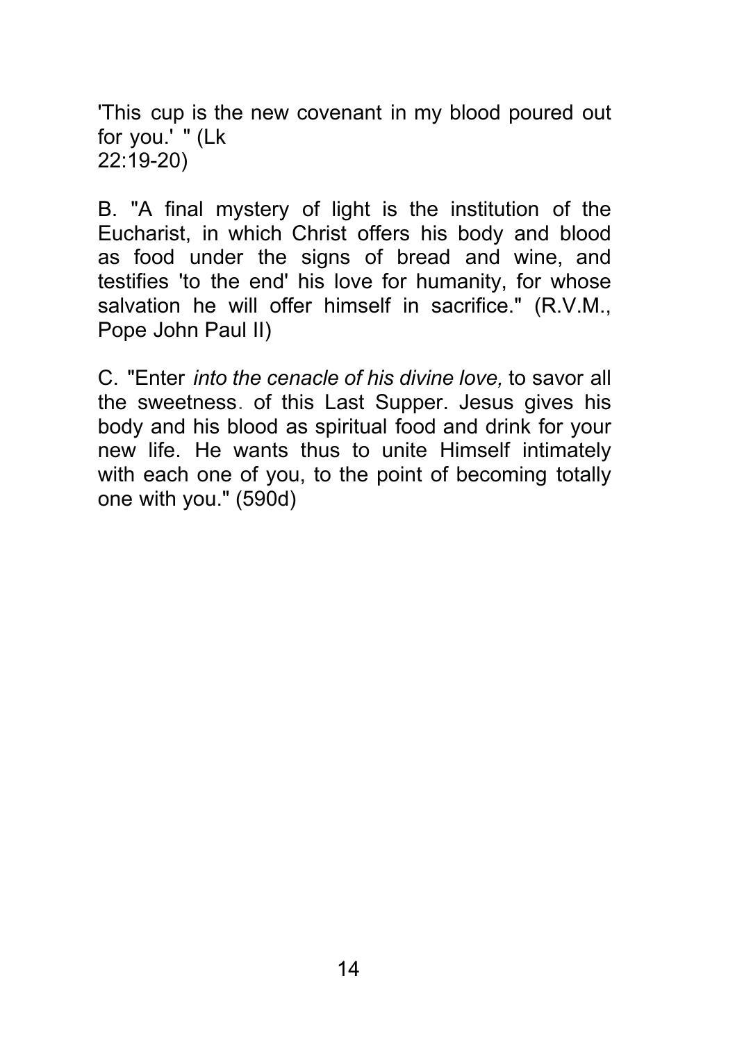'This cup is the new covenant in my blood poured out for you.' " (Lk 22:19-20)

B. "A final mystery of light is the institution of the Eucharist, in which Christ offers his body and blood as food under the signs of bread and wine, and testifies 'to the end' his love for humanity, for whose salvation he will offer himself in sacrifice." (R.V.M., Pope John Paul II)

C. "Enter *into the cenacle of his divine love,* to savor all the sweetness. of this Last Supper. Jesus gives his body and his blood as spiritual food and drink for your new life. He wants thus to unite Himself intimately with each one of you, to the point of becoming totally one with you." (590d)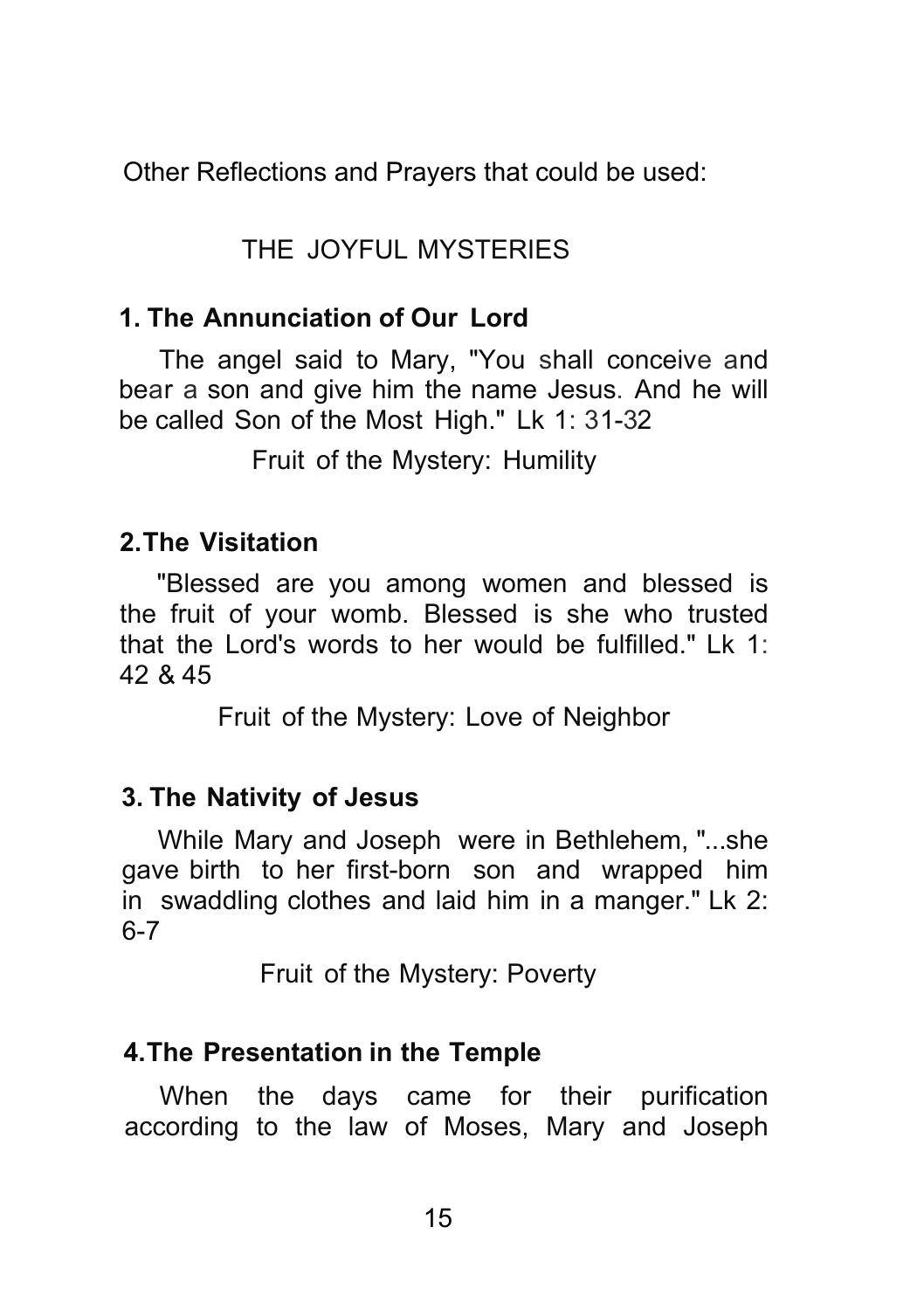Other Reflections and Prayers that could be used:

## THE JOYFUL MYSTERIES

### 1. The Annunciation of Our Lord

The angel said to Mary, "You shall conceive and bear a son and give him the name Jesus. And he will be called Son of the Most High." Lk 1: 31-32

Fruit of the Mystery: Humility

### 2. The Visitation

"Blessed are you among women and blessed is the fruit of your womb. Blessed is she who trusted that the Lord's words to her would be fulfilled." Lk 1: 42 & 45

Fruit of the Mystery: Love of Neighbor

### 3. The Nativity of Jesus

While Mary and Joseph were in Bethlehem, "...she gave birth to her first-born son and wrapped him in swaddling clothes and laid him in a manger." Lk 2: 6-7

Fruit of the Mystery: Poverty

### 4. The Presentation in the Temple

When the days came for their purification according to the law of Moses, Mary and Joseph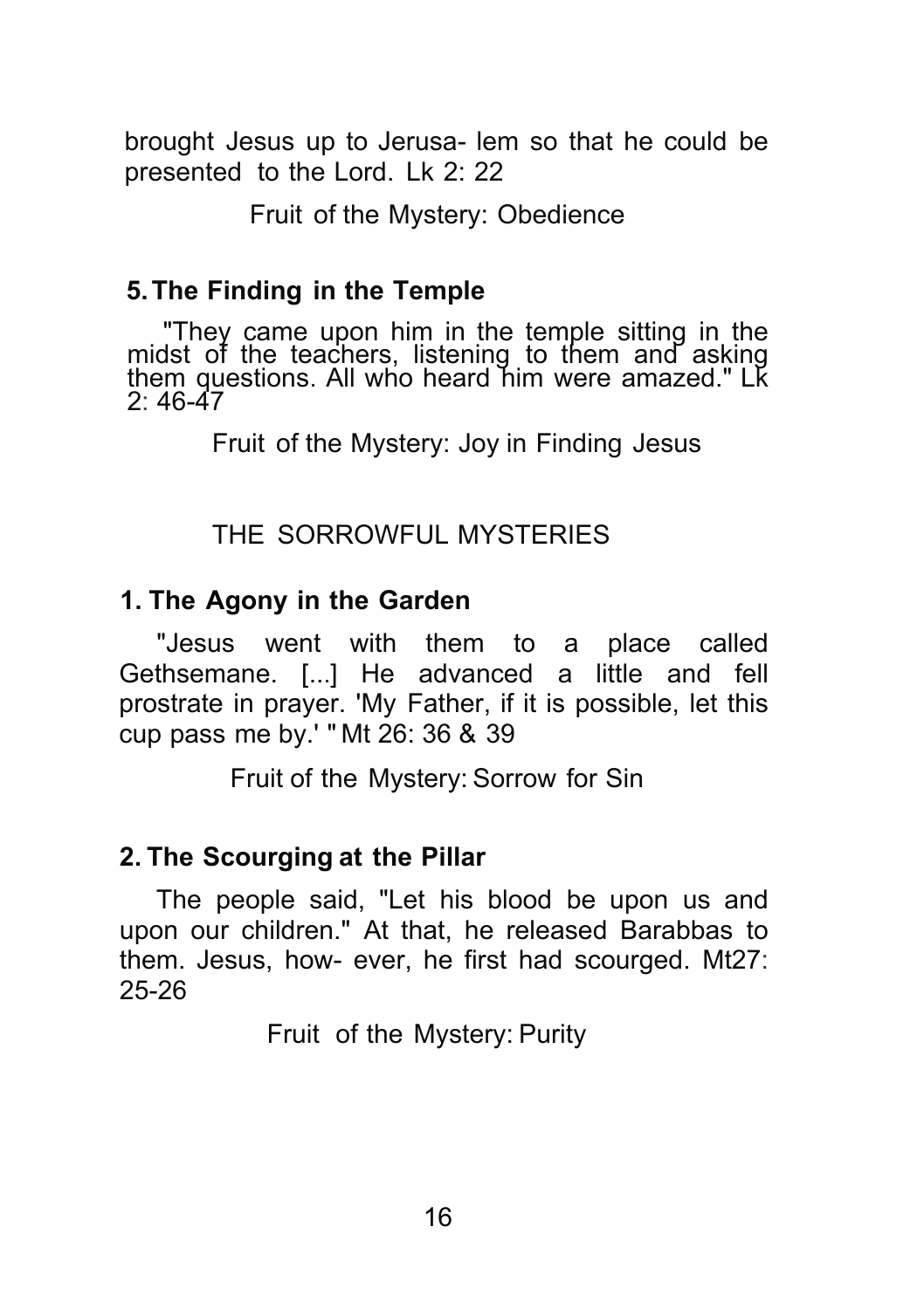brought Jesus up to Jerusa- lem so that he could be presented to the Lord. Lk 2: 22

Fruit of the Mystery: Obedience

### 5. The Finding in the Temple

"They came upon him in the temple sitting in the midst of the teachers, listening to them and asking them questions. All who heard him were amazed." Lk 2: 46-47

Fruit of the Mystery: Joy in Finding Jesus

## THE SORROWFUL MYSTERIES

### 1. The Agony in the Garden

"Jesus went with them to a place called Gethsemane. [...] He advanced a little and fell prostrate in prayer. 'My Father, if it is possible, let this cup pass me by.' " Mt 26: 36 & 39

Fruit of the Mystery: Sorrow for Sin

### 2. The Scourging at the Pillar

The people said, "Let his blood be upon us and upon our children." At that, he released Barabbas to them. Jesus, how- ever, he first had scourged. Mt27: 25-26

Fruit of the Mystery: Purity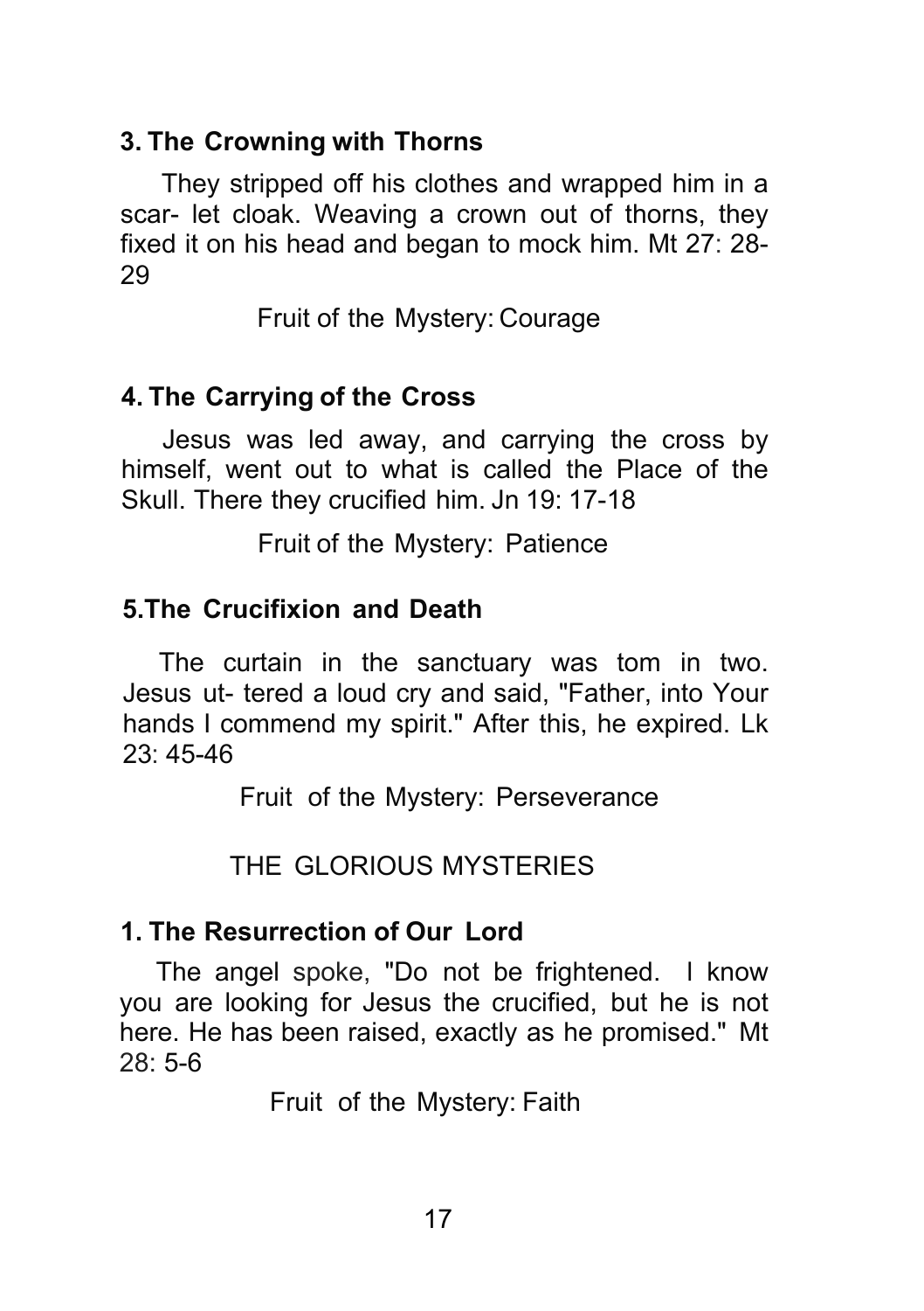### 3. The Crowning with Thorns

They stripped off his clothes and wrapped him in a scar- let cloak. Weaving a crown out of thorns, they fixed it on his head and began to mock him. Mt 27: 28-29

Fruit of the Mystery: Courage

### 4. The Carrying of the Cross

Jesus was led away, and carrying the cross by himself, went out to what is called the Place of the Skull. There they crucified him. Jn 19: 17-18

Fruit of the Mystery: Patience

### 5.The Crucifixion and Death

The curtain in the sanctuary was tom in two. Jesus ut- tered a loud cry and said, "Father, into Your hands I commend my spirit." After this, he expired. Lk 23: 45-46

Fruit of the Mystery: Perseverance

## THE GLORIOUS MYSTERIES

### 1. The Resurrection of Our Lord

The angel spoke, "Do not be frightened. I know you are looking for Jesus the crucified, but he is not here. He has been raised, exactly as he promised." Mt 28: 5-6

Fruit of the Mystery: Faith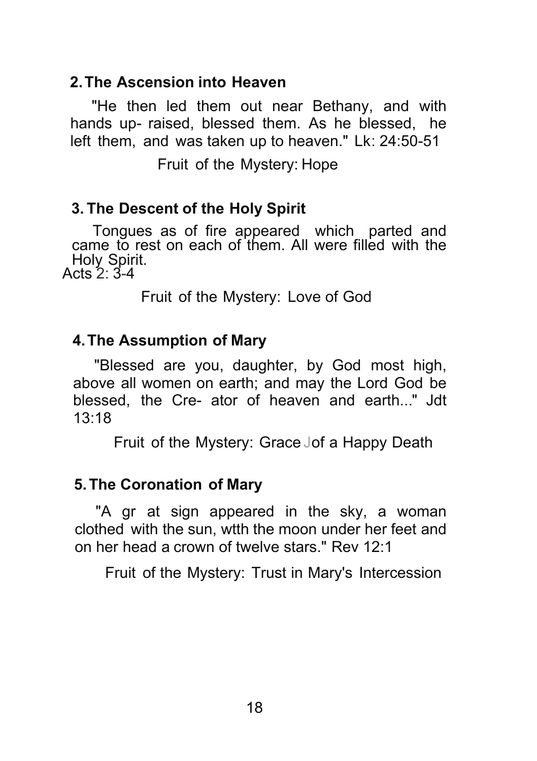## 2. The Ascension into Heaven

"He then led them out near Bethany, and with hands up- raised, blessed them. As he blessed, he left them, and was taken up to heaven." Lk: 24:50-51

Fruit of the Mystery: Hope

## 3. The Descent of the Holy Spirit

Tongues as of fire appeared which parted and came to rest on each of them. All were filled with the Holy Spirit.
Acts 2: 3-4

Fruit of the Mystery: Love of God

## 4. The Assumption of Mary

"Blessed are you, daughter, by God most high, above all women on earth; and may the Lord God be blessed, the Cre- ator of heaven and earth..." Jdt 13:18

Fruit of the Mystery: Grace Jof a Happy Death

## 5. The Coronation of Mary

"A gr at sign appeared in the sky, a woman clothed with the sun, wtth the moon under her feet and on her head a crown of twelve stars." Rev 12:1

Fruit of the Mystery: Trust in Mary's Intercession